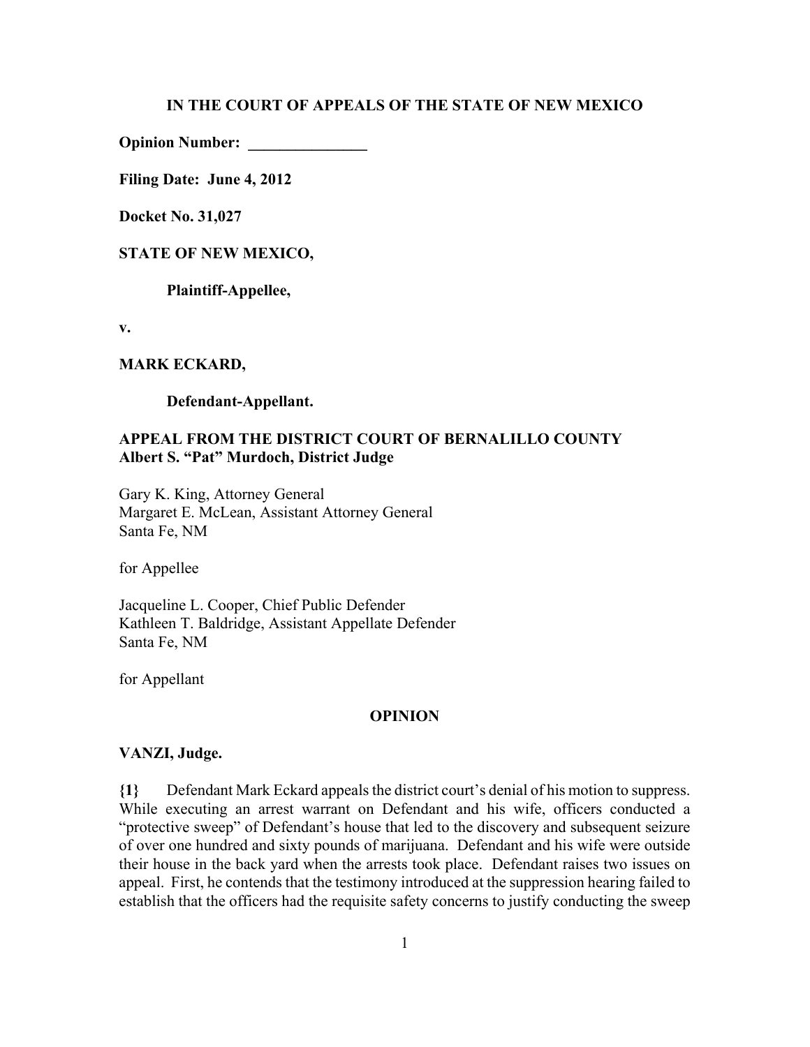**IN THE COURT OF APPEALS OF THE STATE OF NEW MEXICO**

**Opinion Number: _______________**

**Filing Date: June 4, 2012**

**Docket No. 31,027**

**STATE OF NEW MEXICO,**

**Plaintiff-Appellee,**

**v.**

**MARK ECKARD,**

**Defendant-Appellant.**

**APPEAL FROM THE DISTRICT COURT OF BERNALILLO COUNTY**
**Albert S. "Pat" Murdoch, District Judge**

Gary K. King, Attorney General
Margaret E. McLean, Assistant Attorney General
Santa Fe, NM

for Appellee

Jacqueline L. Cooper, Chief Public Defender
Kathleen T. Baldridge, Assistant Appellate Defender
Santa Fe, NM

for Appellant

**OPINION**

**VANZI, Judge.**

**{1}** Defendant Mark Eckard appeals the district court's denial of his motion to suppress. While executing an arrest warrant on Defendant and his wife, officers conducted a "protective sweep" of Defendant's house that led to the discovery and subsequent seizure of over one hundred and sixty pounds of marijuana. Defendant and his wife were outside their house in the back yard when the arrests took place. Defendant raises two issues on appeal. First, he contends that the testimony introduced at the suppression hearing failed to establish that the officers had the requisite safety concerns to justify conducting the sweep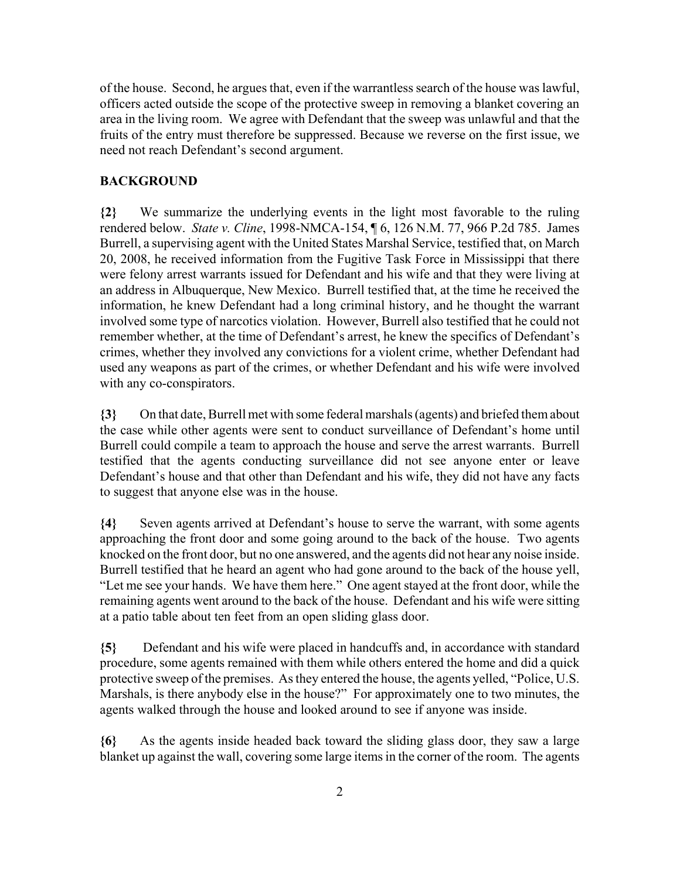of the house. Second, he argues that, even if the warrantless search of the house was lawful, officers acted outside the scope of the protective sweep in removing a blanket covering an area in the living room. We agree with Defendant that the sweep was unlawful and that the fruits of the entry must therefore be suppressed. Because we reverse on the first issue, we need not reach Defendant's second argument.

## BACKGROUND

**{2}** We summarize the underlying events in the light most favorable to the ruling rendered below. *State v. Cline*, 1998-NMCA-154, ¶ 6, 126 N.M. 77, 966 P.2d 785. James Burrell, a supervising agent with the United States Marshal Service, testified that, on March 20, 2008, he received information from the Fugitive Task Force in Mississippi that there were felony arrest warrants issued for Defendant and his wife and that they were living at an address in Albuquerque, New Mexico. Burrell testified that, at the time he received the information, he knew Defendant had a long criminal history, and he thought the warrant involved some type of narcotics violation. However, Burrell also testified that he could not remember whether, at the time of Defendant's arrest, he knew the specifics of Defendant's crimes, whether they involved any convictions for a violent crime, whether Defendant had used any weapons as part of the crimes, or whether Defendant and his wife were involved with any co-conspirators.

**{3}** On that date, Burrell met with some federal marshals (agents) and briefed them about the case while other agents were sent to conduct surveillance of Defendant's home until Burrell could compile a team to approach the house and serve the arrest warrants. Burrell testified that the agents conducting surveillance did not see anyone enter or leave Defendant's house and that other than Defendant and his wife, they did not have any facts to suggest that anyone else was in the house.

**{4}** Seven agents arrived at Defendant's house to serve the warrant, with some agents approaching the front door and some going around to the back of the house. Two agents knocked on the front door, but no one answered, and the agents did not hear any noise inside. Burrell testified that he heard an agent who had gone around to the back of the house yell, "Let me see your hands. We have them here." One agent stayed at the front door, while the remaining agents went around to the back of the house. Defendant and his wife were sitting at a patio table about ten feet from an open sliding glass door.

**{5}** Defendant and his wife were placed in handcuffs and, in accordance with standard procedure, some agents remained with them while others entered the home and did a quick protective sweep of the premises. As they entered the house, the agents yelled, "Police, U.S. Marshals, is there anybody else in the house?" For approximately one to two minutes, the agents walked through the house and looked around to see if anyone was inside.

**{6}** As the agents inside headed back toward the sliding glass door, they saw a large blanket up against the wall, covering some large items in the corner of the room. The agents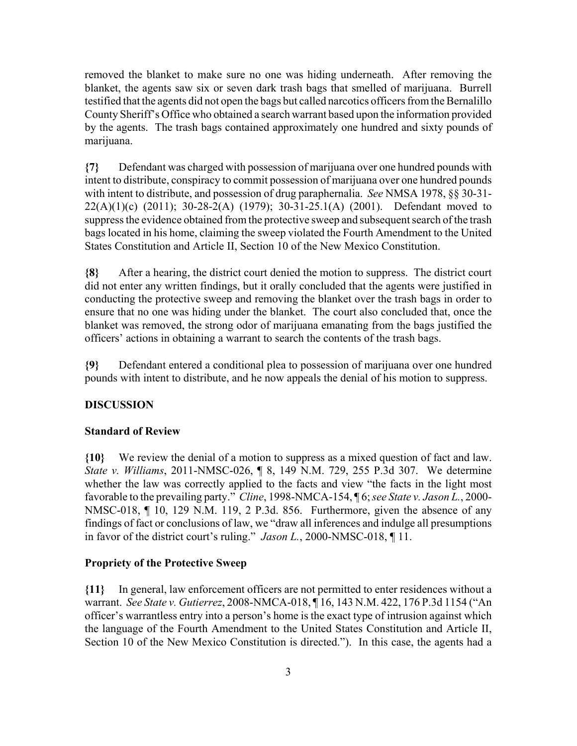removed the blanket to make sure no one was hiding underneath. After removing the blanket, the agents saw six or seven dark trash bags that smelled of marijuana. Burrell testified that the agents did not open the bags but called narcotics officers from the Bernalillo County Sheriff's Office who obtained a search warrant based upon the information provided by the agents. The trash bags contained approximately one hundred and sixty pounds of marijuana.

**{7}** Defendant was charged with possession of marijuana over one hundred pounds with intent to distribute, conspiracy to commit possession of marijuana over one hundred pounds with intent to distribute, and possession of drug paraphernalia. *See* NMSA 1978, §§ 30-31-22(A)(1)(c) (2011); 30-28-2(A) (1979); 30-31-25.1(A) (2001). Defendant moved to suppress the evidence obtained from the protective sweep and subsequent search of the trash bags located in his home, claiming the sweep violated the Fourth Amendment to the United States Constitution and Article II, Section 10 of the New Mexico Constitution.

**{8}** After a hearing, the district court denied the motion to suppress. The district court did not enter any written findings, but it orally concluded that the agents were justified in conducting the protective sweep and removing the blanket over the trash bags in order to ensure that no one was hiding under the blanket. The court also concluded that, once the blanket was removed, the strong odor of marijuana emanating from the bags justified the officers' actions in obtaining a warrant to search the contents of the trash bags.

**{9}** Defendant entered a conditional plea to possession of marijuana over one hundred pounds with intent to distribute, and he now appeals the denial of his motion to suppress.

## DISCUSSION

### Standard of Review

**{10}** We review the denial of a motion to suppress as a mixed question of fact and law. *State v. Williams*, 2011-NMSC-026, ¶ 8, 149 N.M. 729, 255 P.3d 307. We determine whether the law was correctly applied to the facts and view "the facts in the light most favorable to the prevailing party." *Cline*, 1998-NMCA-154, ¶ 6; *see State v. Jason L.*, 2000-NMSC-018, ¶ 10, 129 N.M. 119, 2 P.3d. 856. Furthermore, given the absence of any findings of fact or conclusions of law, we "draw all inferences and indulge all presumptions in favor of the district court's ruling." *Jason L.*, 2000-NMSC-018, ¶ 11.

### Propriety of the Protective Sweep

**{11}** In general, law enforcement officers are not permitted to enter residences without a warrant. *See State v. Gutierrez*, 2008-NMCA-018, ¶ 16, 143 N.M. 422, 176 P.3d 1154 ("An officer's warrantless entry into a person's home is the exact type of intrusion against which the language of the Fourth Amendment to the United States Constitution and Article II, Section 10 of the New Mexico Constitution is directed."). In this case, the agents had a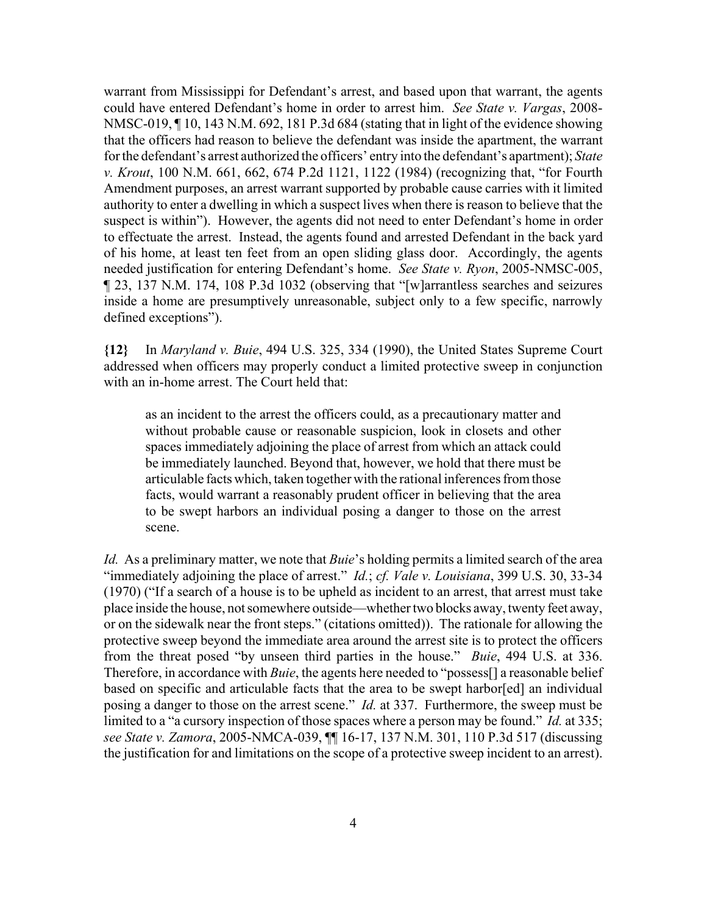warrant from Mississippi for Defendant's arrest, and based upon that warrant, the agents could have entered Defendant's home in order to arrest him. *See State v. Vargas*, 2008-NMSC-019, ¶ 10, 143 N.M. 692, 181 P.3d 684 (stating that in light of the evidence showing that the officers had reason to believe the defendant was inside the apartment, the warrant for the defendant's arrest authorized the officers' entry into the defendant's apartment); *State v. Krout*, 100 N.M. 661, 662, 674 P.2d 1121, 1122 (1984) (recognizing that, "for Fourth Amendment purposes, an arrest warrant supported by probable cause carries with it limited authority to enter a dwelling in which a suspect lives when there is reason to believe that the suspect is within"). However, the agents did not need to enter Defendant's home in order to effectuate the arrest. Instead, the agents found and arrested Defendant in the back yard of his home, at least ten feet from an open sliding glass door. Accordingly, the agents needed justification for entering Defendant's home. *See State v. Ryon*, 2005-NMSC-005, ¶ 23, 137 N.M. 174, 108 P.3d 1032 (observing that "[w]arrantless searches and seizures inside a home are presumptively unreasonable, subject only to a few specific, narrowly defined exceptions").

**{12}** In *Maryland v. Buie*, 494 U.S. 325, 334 (1990), the United States Supreme Court addressed when officers may properly conduct a limited protective sweep in conjunction with an in-home arrest. The Court held that:

> as an incident to the arrest the officers could, as a precautionary matter and without probable cause or reasonable suspicion, look in closets and other spaces immediately adjoining the place of arrest from which an attack could be immediately launched. Beyond that, however, we hold that there must be articulable facts which, taken together with the rational inferences from those facts, would warrant a reasonably prudent officer in believing that the area to be swept harbors an individual posing a danger to those on the arrest scene.

*Id.* As a preliminary matter, we note that *Buie*'s holding permits a limited search of the area "immediately adjoining the place of arrest." *Id.*; *cf. Vale v. Louisiana*, 399 U.S. 30, 33-34 (1970) ("If a search of a house is to be upheld as incident to an arrest, that arrest must take place inside the house, not somewhere outside—whether two blocks away, twenty feet away, or on the sidewalk near the front steps." (citations omitted)). The rationale for allowing the protective sweep beyond the immediate area around the arrest site is to protect the officers from the threat posed "by unseen third parties in the house." *Buie*, 494 U.S. at 336. Therefore, in accordance with *Buie*, the agents here needed to "possess[] a reasonable belief based on specific and articulable facts that the area to be swept harbor[ed] an individual posing a danger to those on the arrest scene." *Id.* at 337. Furthermore, the sweep must be limited to a "a cursory inspection of those spaces where a person may be found." *Id.* at 335; *see State v. Zamora*, 2005-NMCA-039, ¶¶ 16-17, 137 N.M. 301, 110 P.3d 517 (discussing the justification for and limitations on the scope of a protective sweep incident to an arrest).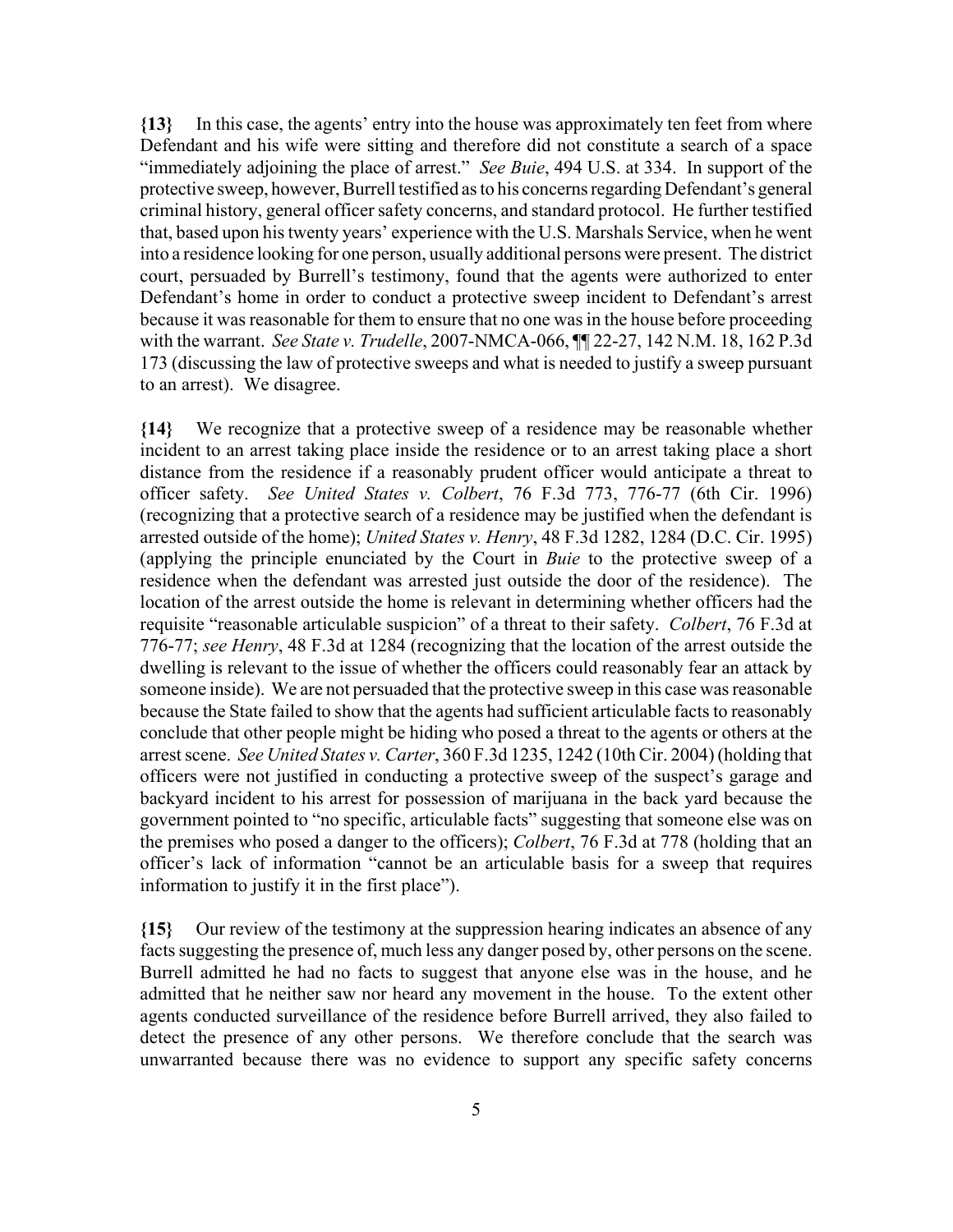**{13}** In this case, the agents' entry into the house was approximately ten feet from where Defendant and his wife were sitting and therefore did not constitute a search of a space "immediately adjoining the place of arrest." *See Buie*, 494 U.S. at 334. In support of the protective sweep, however, Burrell testified as to his concerns regarding Defendant's general criminal history, general officer safety concerns, and standard protocol. He further testified that, based upon his twenty years' experience with the U.S. Marshals Service, when he went into a residence looking for one person, usually additional persons were present. The district court, persuaded by Burrell's testimony, found that the agents were authorized to enter Defendant's home in order to conduct a protective sweep incident to Defendant's arrest because it was reasonable for them to ensure that no one was in the house before proceeding with the warrant. *See State v. Trudelle*, 2007-NMCA-066, ¶¶ 22-27, 142 N.M. 18, 162 P.3d 173 (discussing the law of protective sweeps and what is needed to justify a sweep pursuant to an arrest). We disagree.

**{14}** We recognize that a protective sweep of a residence may be reasonable whether incident to an arrest taking place inside the residence or to an arrest taking place a short distance from the residence if a reasonably prudent officer would anticipate a threat to officer safety. *See United States v. Colbert*, 76 F.3d 773, 776-77 (6th Cir. 1996) (recognizing that a protective search of a residence may be justified when the defendant is arrested outside of the home); *United States v. Henry*, 48 F.3d 1282, 1284 (D.C. Cir. 1995) (applying the principle enunciated by the Court in *Buie* to the protective sweep of a residence when the defendant was arrested just outside the door of the residence). The location of the arrest outside the home is relevant in determining whether officers had the requisite "reasonable articulable suspicion" of a threat to their safety. *Colbert*, 76 F.3d at 776-77; *see Henry*, 48 F.3d at 1284 (recognizing that the location of the arrest outside the dwelling is relevant to the issue of whether the officers could reasonably fear an attack by someone inside). We are not persuaded that the protective sweep in this case was reasonable because the State failed to show that the agents had sufficient articulable facts to reasonably conclude that other people might be hiding who posed a threat to the agents or others at the arrest scene. *See United States v. Carter*, 360 F.3d 1235, 1242 (10th Cir. 2004) (holding that officers were not justified in conducting a protective sweep of the suspect's garage and backyard incident to his arrest for possession of marijuana in the back yard because the government pointed to "no specific, articulable facts" suggesting that someone else was on the premises who posed a danger to the officers); *Colbert*, 76 F.3d at 778 (holding that an officer's lack of information "cannot be an articulable basis for a sweep that requires information to justify it in the first place").

**{15}** Our review of the testimony at the suppression hearing indicates an absence of any facts suggesting the presence of, much less any danger posed by, other persons on the scene. Burrell admitted he had no facts to suggest that anyone else was in the house, and he admitted that he neither saw nor heard any movement in the house. To the extent other agents conducted surveillance of the residence before Burrell arrived, they also failed to detect the presence of any other persons. We therefore conclude that the search was unwarranted because there was no evidence to support any specific safety concerns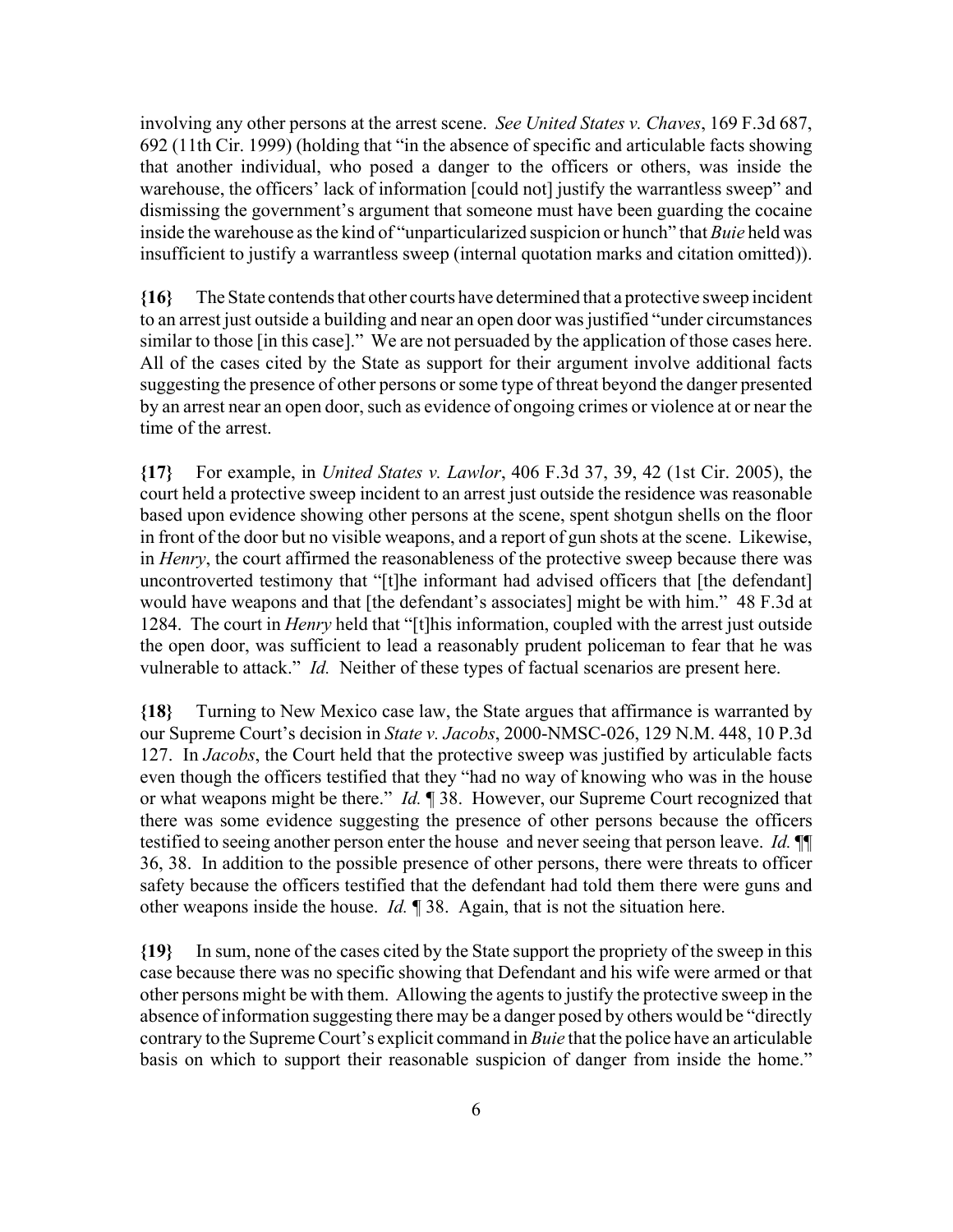involving any other persons at the arrest scene. *See United States v. Chaves*, 169 F.3d 687, 692 (11th Cir. 1999) (holding that "in the absence of specific and articulable facts showing that another individual, who posed a danger to the officers or others, was inside the warehouse, the officers' lack of information [could not] justify the warrantless sweep" and dismissing the government's argument that someone must have been guarding the cocaine inside the warehouse as the kind of "unparticularized suspicion or hunch" that *Buie* held was insufficient to justify a warrantless sweep (internal quotation marks and citation omitted)).

**{16}** The State contends that other courts have determined that a protective sweep incident to an arrest just outside a building and near an open door was justified "under circumstances similar to those [in this case]." We are not persuaded by the application of those cases here. All of the cases cited by the State as support for their argument involve additional facts suggesting the presence of other persons or some type of threat beyond the danger presented by an arrest near an open door, such as evidence of ongoing crimes or violence at or near the time of the arrest.

**{17}** For example, in *United States v. Lawlor*, 406 F.3d 37, 39, 42 (1st Cir. 2005), the court held a protective sweep incident to an arrest just outside the residence was reasonable based upon evidence showing other persons at the scene, spent shotgun shells on the floor in front of the door but no visible weapons, and a report of gun shots at the scene. Likewise, in *Henry*, the court affirmed the reasonableness of the protective sweep because there was uncontroverted testimony that "[t]he informant had advised officers that [the defendant] would have weapons and that [the defendant's associates] might be with him." 48 F.3d at 1284. The court in *Henry* held that "[t]his information, coupled with the arrest just outside the open door, was sufficient to lead a reasonably prudent policeman to fear that he was vulnerable to attack." *Id.* Neither of these types of factual scenarios are present here.

**{18}** Turning to New Mexico case law, the State argues that affirmance is warranted by our Supreme Court's decision in *State v. Jacobs*, 2000-NMSC-026, 129 N.M. 448, 10 P.3d 127. In *Jacobs*, the Court held that the protective sweep was justified by articulable facts even though the officers testified that they "had no way of knowing who was in the house or what weapons might be there." *Id.* ¶ 38. However, our Supreme Court recognized that there was some evidence suggesting the presence of other persons because the officers testified to seeing another person enter the house and never seeing that person leave. *Id.* ¶¶ 36, 38. In addition to the possible presence of other persons, there were threats to officer safety because the officers testified that the defendant had told them there were guns and other weapons inside the house. *Id.* ¶ 38. Again, that is not the situation here.

**{19}** In sum, none of the cases cited by the State support the propriety of the sweep in this case because there was no specific showing that Defendant and his wife were armed or that other persons might be with them. Allowing the agents to justify the protective sweep in the absence of information suggesting there may be a danger posed by others would be "directly contrary to the Supreme Court's explicit command in *Buie* that the police have an articulable basis on which to support their reasonable suspicion of danger from inside the home."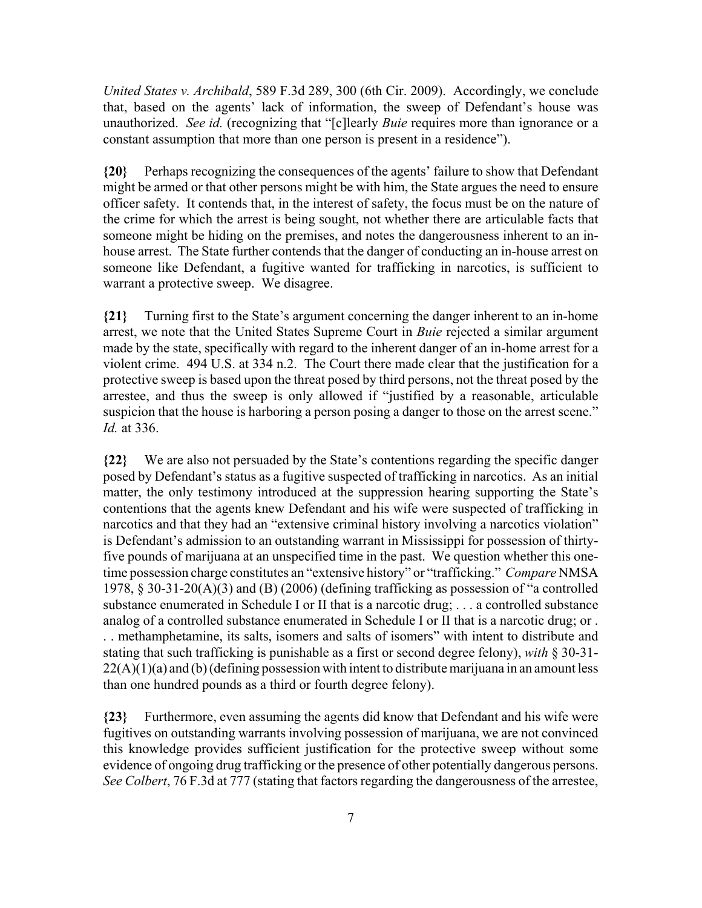*United States v. Archibald*, 589 F.3d 289, 300 (6th Cir. 2009). Accordingly, we conclude that, based on the agents' lack of information, the sweep of Defendant's house was unauthorized. *See id.* (recognizing that "[c]learly *Buie* requires more than ignorance or a constant assumption that more than one person is present in a residence").

**{20}** Perhaps recognizing the consequences of the agents' failure to show that Defendant might be armed or that other persons might be with him, the State argues the need to ensure officer safety. It contends that, in the interest of safety, the focus must be on the nature of the crime for which the arrest is being sought, not whether there are articulable facts that someone might be hiding on the premises, and notes the dangerousness inherent to an in-house arrest. The State further contends that the danger of conducting an in-house arrest on someone like Defendant, a fugitive wanted for trafficking in narcotics, is sufficient to warrant a protective sweep. We disagree.

**{21}** Turning first to the State's argument concerning the danger inherent to an in-home arrest, we note that the United States Supreme Court in *Buie* rejected a similar argument made by the state, specifically with regard to the inherent danger of an in-home arrest for a violent crime. 494 U.S. at 334 n.2. The Court there made clear that the justification for a protective sweep is based upon the threat posed by third persons, not the threat posed by the arrestee, and thus the sweep is only allowed if "justified by a reasonable, articulable suspicion that the house is harboring a person posing a danger to those on the arrest scene." *Id.* at 336.

**{22}** We are also not persuaded by the State's contentions regarding the specific danger posed by Defendant's status as a fugitive suspected of trafficking in narcotics. As an initial matter, the only testimony introduced at the suppression hearing supporting the State's contentions that the agents knew Defendant and his wife were suspected of trafficking in narcotics and that they had an "extensive criminal history involving a narcotics violation" is Defendant's admission to an outstanding warrant in Mississippi for possession of thirty-five pounds of marijuana at an unspecified time in the past. We question whether this one-time possession charge constitutes an "extensive history" or "trafficking." *Compare* NMSA 1978, § 30-31-20(A)(3) and (B) (2006) (defining trafficking as possession of "a controlled substance enumerated in Schedule I or II that is a narcotic drug; . . . a controlled substance analog of a controlled substance enumerated in Schedule I or II that is a narcotic drug; or . . . methamphetamine, its salts, isomers and salts of isomers" with intent to distribute and stating that such trafficking is punishable as a first or second degree felony), *with* § 30-31-22(A)(1)(a) and (b) (defining possession with intent to distribute marijuana in an amount less than one hundred pounds as a third or fourth degree felony).

**{23}** Furthermore, even assuming the agents did know that Defendant and his wife were fugitives on outstanding warrants involving possession of marijuana, we are not convinced this knowledge provides sufficient justification for the protective sweep without some evidence of ongoing drug trafficking or the presence of other potentially dangerous persons. *See Colbert*, 76 F.3d at 777 (stating that factors regarding the dangerousness of the arrestee,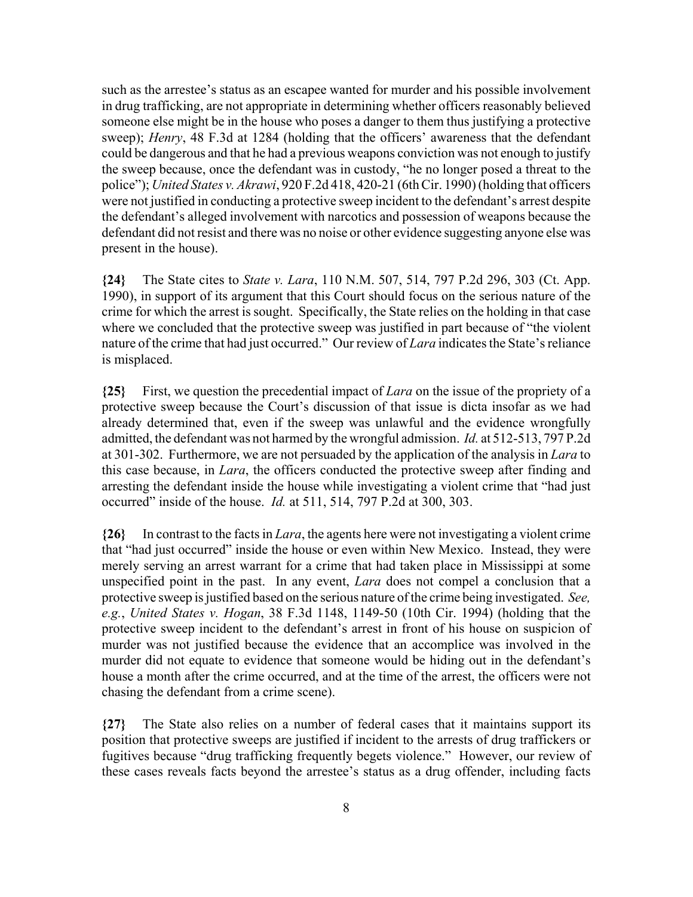such as the arrestee's status as an escapee wanted for murder and his possible involvement in drug trafficking, are not appropriate in determining whether officers reasonably believed someone else might be in the house who poses a danger to them thus justifying a protective sweep); *Henry*, 48 F.3d at 1284 (holding that the officers' awareness that the defendant could be dangerous and that he had a previous weapons conviction was not enough to justify the sweep because, once the defendant was in custody, "he no longer posed a threat to the police"); *United States v. Akrawi*, 920 F.2d 418, 420-21 (6th Cir. 1990) (holding that officers were not justified in conducting a protective sweep incident to the defendant's arrest despite the defendant's alleged involvement with narcotics and possession of weapons because the defendant did not resist and there was no noise or other evidence suggesting anyone else was present in the house).

**{24}** The State cites to *State v. Lara*, 110 N.M. 507, 514, 797 P.2d 296, 303 (Ct. App. 1990), in support of its argument that this Court should focus on the serious nature of the crime for which the arrest is sought. Specifically, the State relies on the holding in that case where we concluded that the protective sweep was justified in part because of "the violent nature of the crime that had just occurred." Our review of *Lara* indicates the State's reliance is misplaced.

**{25}** First, we question the precedential impact of *Lara* on the issue of the propriety of a protective sweep because the Court's discussion of that issue is dicta insofar as we had already determined that, even if the sweep was unlawful and the evidence wrongfully admitted, the defendant was not harmed by the wrongful admission. *Id.* at 512-513, 797 P.2d at 301-302. Furthermore, we are not persuaded by the application of the analysis in *Lara* to this case because, in *Lara*, the officers conducted the protective sweep after finding and arresting the defendant inside the house while investigating a violent crime that "had just occurred" inside of the house. *Id.* at 511, 514, 797 P.2d at 300, 303.

**{26}** In contrast to the facts in *Lara*, the agents here were not investigating a violent crime that "had just occurred" inside the house or even within New Mexico. Instead, they were merely serving an arrest warrant for a crime that had taken place in Mississippi at some unspecified point in the past. In any event, *Lara* does not compel a conclusion that a protective sweep is justified based on the serious nature of the crime being investigated. *See, e.g.*, *United States v. Hogan*, 38 F.3d 1148, 1149-50 (10th Cir. 1994) (holding that the protective sweep incident to the defendant's arrest in front of his house on suspicion of murder was not justified because the evidence that an accomplice was involved in the murder did not equate to evidence that someone would be hiding out in the defendant's house a month after the crime occurred, and at the time of the arrest, the officers were not chasing the defendant from a crime scene).

**{27}** The State also relies on a number of federal cases that it maintains support its position that protective sweeps are justified if incident to the arrests of drug traffickers or fugitives because "drug trafficking frequently begets violence." However, our review of these cases reveals facts beyond the arrestee's status as a drug offender, including facts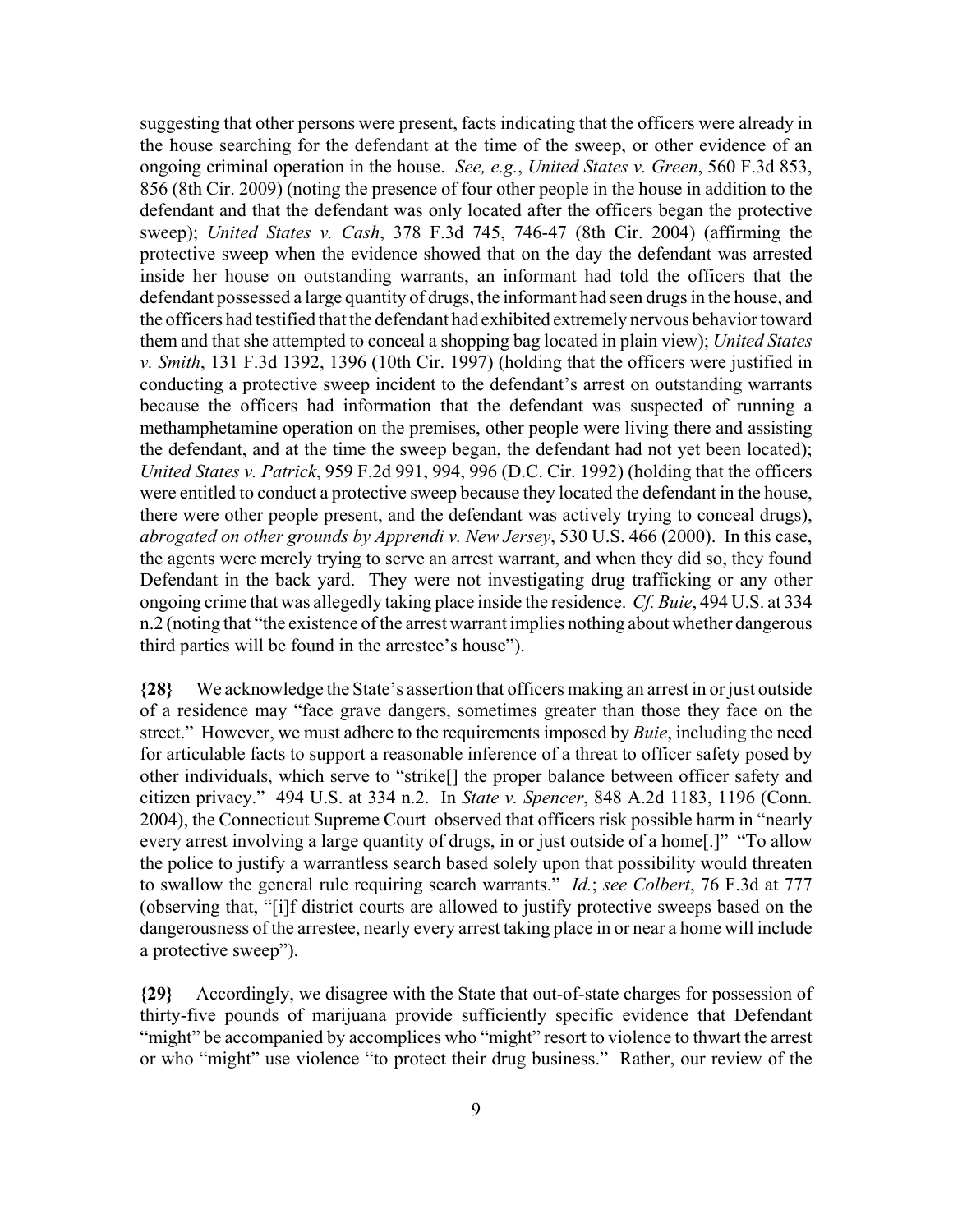suggesting that other persons were present, facts indicating that the officers were already in the house searching for the defendant at the time of the sweep, or other evidence of an ongoing criminal operation in the house. *See, e.g.*, *United States v. Green*, 560 F.3d 853, 856 (8th Cir. 2009) (noting the presence of four other people in the house in addition to the defendant and that the defendant was only located after the officers began the protective sweep); *United States v. Cash*, 378 F.3d 745, 746-47 (8th Cir. 2004) (affirming the protective sweep when the evidence showed that on the day the defendant was arrested inside her house on outstanding warrants, an informant had told the officers that the defendant possessed a large quantity of drugs, the informant had seen drugs in the house, and the officers had testified that the defendant had exhibited extremely nervous behavior toward them and that she attempted to conceal a shopping bag located in plain view); *United States v. Smith*, 131 F.3d 1392, 1396 (10th Cir. 1997) (holding that the officers were justified in conducting a protective sweep incident to the defendant's arrest on outstanding warrants because the officers had information that the defendant was suspected of running a methamphetamine operation on the premises, other people were living there and assisting the defendant, and at the time the sweep began, the defendant had not yet been located); *United States v. Patrick*, 959 F.2d 991, 994, 996 (D.C. Cir. 1992) (holding that the officers were entitled to conduct a protective sweep because they located the defendant in the house, there were other people present, and the defendant was actively trying to conceal drugs), *abrogated on other grounds by Apprendi v. New Jersey*, 530 U.S. 466 (2000). In this case, the agents were merely trying to serve an arrest warrant, and when they did so, they found Defendant in the back yard. They were not investigating drug trafficking or any other ongoing crime that was allegedly taking place inside the residence. *Cf. Buie*, 494 U.S. at 334 n.2 (noting that "the existence of the arrest warrant implies nothing about whether dangerous third parties will be found in the arrestee's house").

**{28}** We acknowledge the State's assertion that officers making an arrest in or just outside of a residence may "face grave dangers, sometimes greater than those they face on the street." However, we must adhere to the requirements imposed by *Buie*, including the need for articulable facts to support a reasonable inference of a threat to officer safety posed by other individuals, which serve to "strike[] the proper balance between officer safety and citizen privacy." 494 U.S. at 334 n.2. In *State v. Spencer*, 848 A.2d 1183, 1196 (Conn. 2004), the Connecticut Supreme Court observed that officers risk possible harm in "nearly every arrest involving a large quantity of drugs, in or just outside of a home[.]" "To allow the police to justify a warrantless search based solely upon that possibility would threaten to swallow the general rule requiring search warrants." *Id.*; *see Colbert*, 76 F.3d at 777 (observing that, "[i]f district courts are allowed to justify protective sweeps based on the dangerousness of the arrestee, nearly every arrest taking place in or near a home will include a protective sweep").

**{29}** Accordingly, we disagree with the State that out-of-state charges for possession of thirty-five pounds of marijuana provide sufficiently specific evidence that Defendant "might" be accompanied by accomplices who "might" resort to violence to thwart the arrest or who "might" use violence "to protect their drug business." Rather, our review of the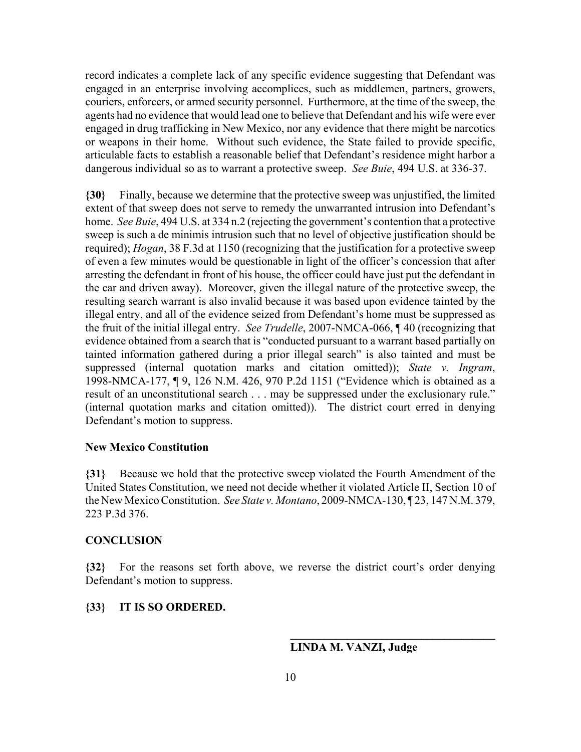record indicates a complete lack of any specific evidence suggesting that Defendant was engaged in an enterprise involving accomplices, such as middlemen, partners, growers, couriers, enforcers, or armed security personnel. Furthermore, at the time of the sweep, the agents had no evidence that would lead one to believe that Defendant and his wife were ever engaged in drug trafficking in New Mexico, nor any evidence that there might be narcotics or weapons in their home. Without such evidence, the State failed to provide specific, articulable facts to establish a reasonable belief that Defendant's residence might harbor a dangerous individual so as to warrant a protective sweep. *See Buie*, 494 U.S. at 336-37.

**{30}** Finally, because we determine that the protective sweep was unjustified, the limited extent of that sweep does not serve to remedy the unwarranted intrusion into Defendant's home. *See Buie*, 494 U.S. at 334 n.2 (rejecting the government's contention that a protective sweep is such a de minimis intrusion such that no level of objective justification should be required); *Hogan*, 38 F.3d at 1150 (recognizing that the justification for a protective sweep of even a few minutes would be questionable in light of the officer's concession that after arresting the defendant in front of his house, the officer could have just put the defendant in the car and driven away). Moreover, given the illegal nature of the protective sweep, the resulting search warrant is also invalid because it was based upon evidence tainted by the illegal entry, and all of the evidence seized from Defendant's home must be suppressed as the fruit of the initial illegal entry. *See Trudelle*, 2007-NMCA-066, ¶ 40 (recognizing that evidence obtained from a search that is "conducted pursuant to a warrant based partially on tainted information gathered during a prior illegal search" is also tainted and must be suppressed (internal quotation marks and citation omitted)); *State v. Ingram*, 1998-NMCA-177, ¶ 9, 126 N.M. 426, 970 P.2d 1151 ("Evidence which is obtained as a result of an unconstitutional search . . . may be suppressed under the exclusionary rule." (internal quotation marks and citation omitted)). The district court erred in denying Defendant's motion to suppress.

**New Mexico Constitution**

**{31}** Because we hold that the protective sweep violated the Fourth Amendment of the United States Constitution, we need not decide whether it violated Article II, Section 10 of the New Mexico Constitution. *See State v. Montano*, 2009-NMCA-130, ¶ 23, 147 N.M. 379, 223 P.3d 376.

**CONCLUSION**

**{32}** For the reasons set forth above, we reverse the district court's order denying Defendant's motion to suppress.

**{33} IT IS SO ORDERED.**

\_\_\_\_\_\_\_\_\_\_\_\_\_\_\_\_\_\_\_\_\_\_\_\_\_\_\_\_\_\_\_\_\_\_\_\_

**LINDA M. VANZI, Judge**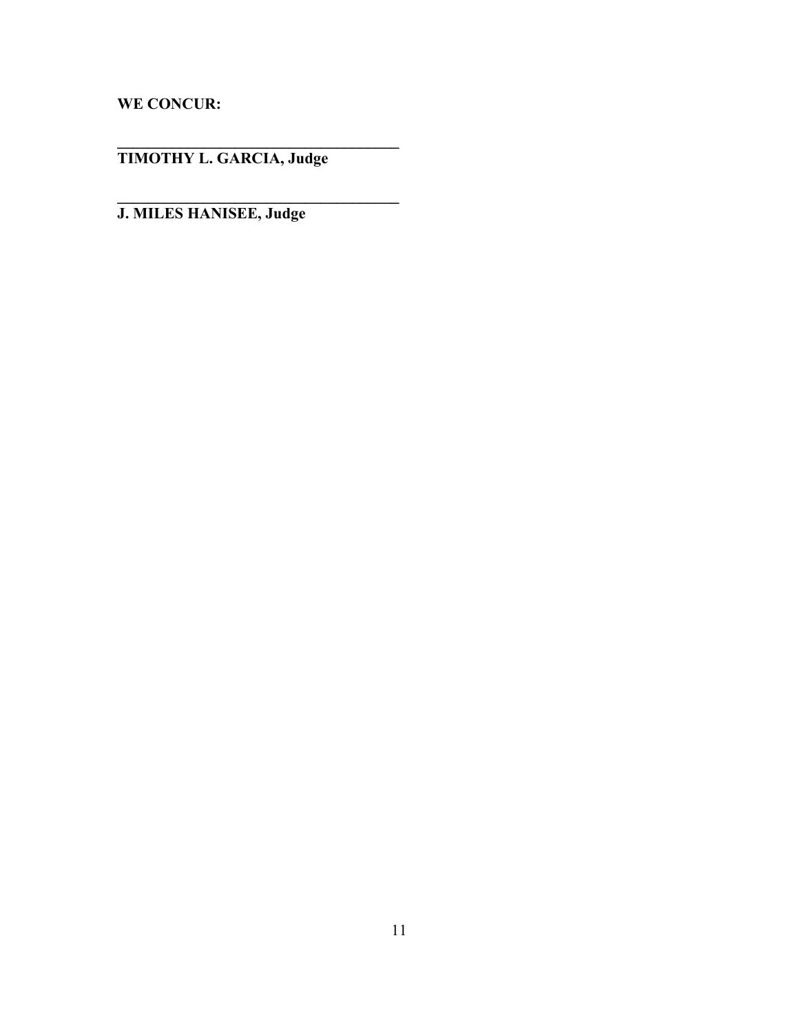**WE CONCUR:**

**\_\_\_\_\_\_\_\_\_\_\_\_\_\_\_\_\_\_\_\_\_\_\_\_\_\_\_\_\_\_\_\_\_\_\_\_\_\_\_**
**TIMOTHY L. GARCIA, Judge**

**\_\_\_\_\_\_\_\_\_\_\_\_\_\_\_\_\_\_\_\_\_\_\_\_\_\_\_\_\_\_\_\_\_\_\_\_\_\_\_**
**J. MILES HANISEE, Judge**